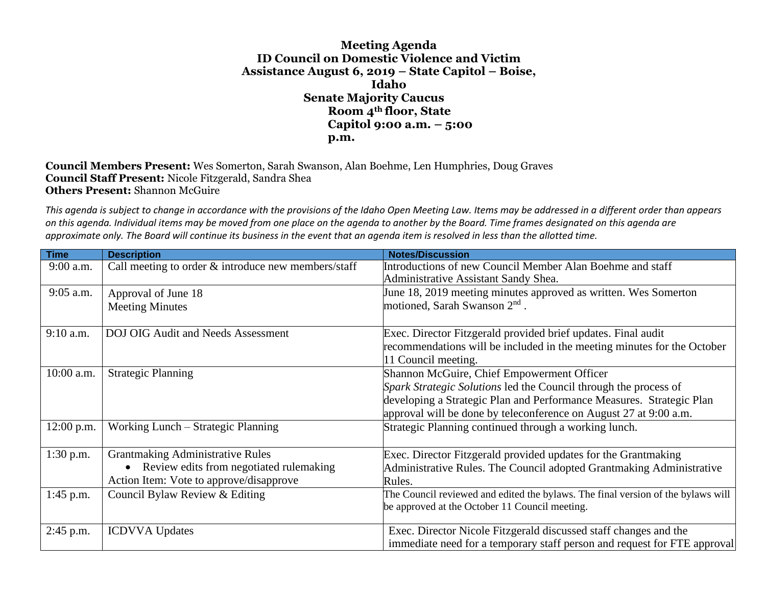# Meeting Agenda
## ID Council on Domestic Violence and Victim Assistance August 6, 2019 – State Capitol – Boise, Idaho
### Senate Majority Caucus Room 4th floor, State Capitol 9:00 a.m. – 5:00 p.m.

**Council Members Present:** Wes Somerton, Sarah Swanson, Alan Boehme, Len Humphries, Doug Graves
**Council Staff Present:** Nicole Fitzgerald, Sandra Shea
**Others Present:** Shannon McGuire

*This agenda is subject to change in accordance with the provisions of the Idaho Open Meeting Law. Items may be addressed in a different order than appears on this agenda. Individual items may be moved from one place on the agenda to another by the Board. Time frames designated on this agenda are approximate only. The Board will continue its business in the event that an agenda item is resolved in less than the allotted time.*

| Time | Description | Notes/Discussion |
|---|---|---|
| 9:00 a.m. | Call meeting to order & introduce new members/staff | Introductions of new Council Member Alan Boehme and staff Administrative Assistant Sandy Shea. |
| 9:05 a.m. | Approval of June 18 Meeting Minutes | June 18, 2019 meeting minutes approved as written. Wes Somerton motioned, Sarah Swanson 2nd . |
| 9:10 a.m. | DOJ OIG Audit and Needs Assessment | Exec. Director Fitzgerald provided brief updates. Final audit recommendations will be included in the meeting minutes for the October 11 Council meeting. |
| 10:00 a.m. | Strategic Planning | Shannon McGuire, Chief Empowerment Officer *Spark Strategic Solutions* led the Council through the process of developing a Strategic Plan and Performance Measures. Strategic Plan approval will be done by teleconference on August 27 at 9:00 a.m. |
| 12:00 p.m. | Working Lunch – Strategic Planning | Strategic Planning continued through a working lunch. |
| 1:30 p.m. | Grantmaking Administrative Rules<br>• Review edits from negotiated rulemaking<br>Action Item: Vote to approve/disapprove | Exec. Director Fitzgerald provided updates for the Grantmaking Administrative Rules. The Council adopted Grantmaking Administrative Rules. |
| 1:45 p.m. | Council Bylaw Review & Editing | The Council reviewed and edited the bylaws. The final version of the bylaws will be approved at the October 11 Council meeting. |
| 2:45 p.m. | ICDVVA Updates | Exec. Director Nicole Fitzgerald discussed staff changes and the immediate need for a temporary staff person and request for FTE approval |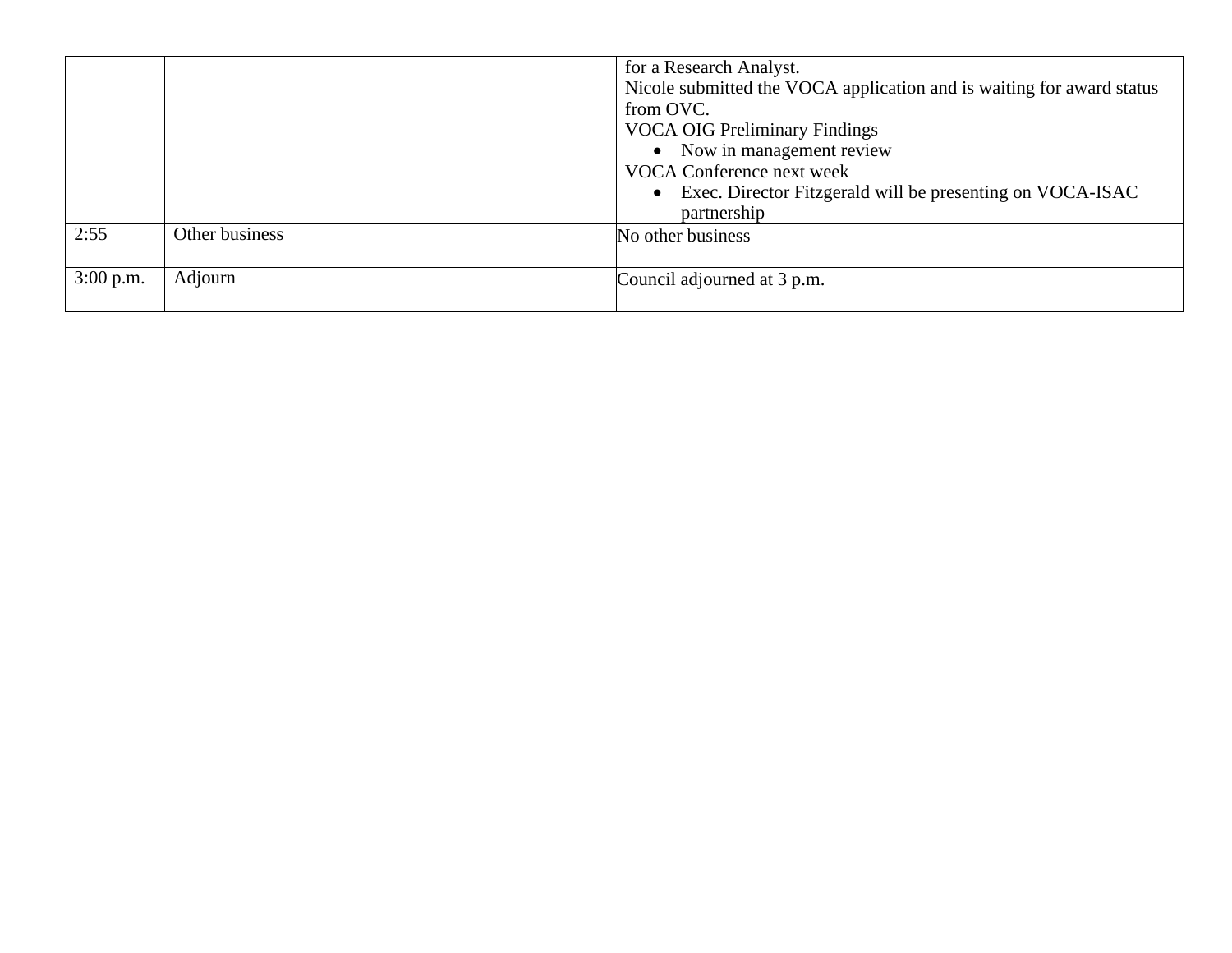| | | |
|---|---|---|
| | | for a Research Analyst.<br>Nicole submitted the VOCA application and is waiting for award status from OVC.<br>VOCA OIG Preliminary Findings<br>• Now in management review<br>VOCA Conference next week<br>• Exec. Director Fitzgerald will be presenting on VOCA-ISAC partnership |
| 2:55 | Other business | No other business |
| 3:00 p.m. | Adjourn | Council adjourned at 3 p.m. |